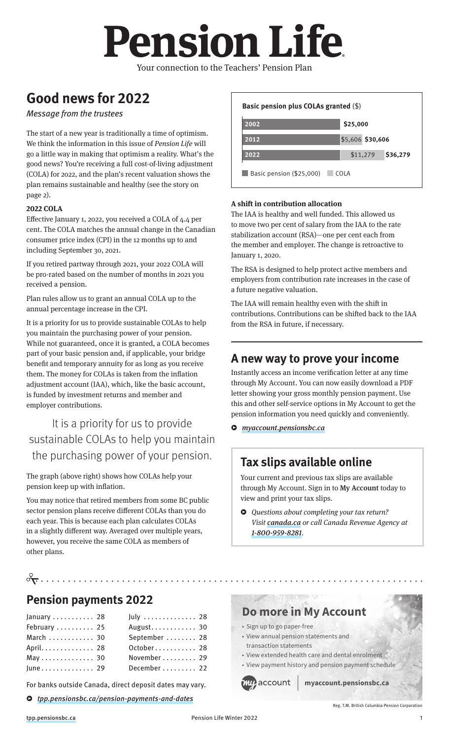# Pension Life

Your connection to the Teachers' Pension Plan

## Good news for 2022

*Message from the trustees*

The start of a new year is traditionally a time of optimism. We think the information in this issue of *Pension Life* will go a little way in making that optimism a reality. What's the good news? You're receiving a full cost-of-living adjustment (COLA) for 2022, and the plan's recent valuation shows the plan remains sustainable and healthy (see the story on page 2).

**2022 COLA**

Effective January 1, 2022, you received a COLA of 4.4 per cent. The COLA matches the annual change in the Canadian consumer price index (CPI) in the 12 months up to and including September 30, 2021.

If you retired partway through 2021, your 2022 COLA will be pro-rated based on the number of months in 2021 you received a pension.

Plan rules allow us to grant an annual COLA up to the annual percentage increase in the CPI.

It is a priority for us to provide sustainable COLAs to help you maintain the purchasing power of your pension. While not guaranteed, once it is granted, a COLA becomes part of your basic pension and, if applicable, your bridge benefit and temporary annuity for as long as you receive them. The money for COLAs is taken from the inflation adjustment account (IAA), which, like the basic account, is funded by investment returns and member and employer contributions.

> It is a priority for us to provide sustainable COLAs to help you maintain the purchasing power of your pension.

The graph (above right) shows how COLAs help your pension keep up with inflation.

You may notice that retired members from some BC public sector pension plans receive different COLAs than you do each year. This is because each plan calculates COLAs in a slightly different way. Averaged over multiple years, however, you receive the same COLA as members of other plans.

**Basic pension plus COLAs granted** ($)

| Year | Basic pension ($25,000) | COLA | Total |
|---|---|---|---|
| 2002 | $25,000 | | $25,000 |
| 2012 | $25,000 | $5,606 | $30,606 |
| 2022 | $25,000 | $11,279 | $36,279 |

**A shift in contribution allocation**

The IAA is healthy and well funded. This allowed us to move two per cent of salary from the IAA to the rate stabilization account (RSA)—one per cent each from the member and employer. The change is retroactive to January 1, 2020.

The RSA is designed to help protect active members and employers from contribution rate increases in the case of a future negative valuation.

The IAA will remain healthy even with the shift in contributions. Contributions can be shifted back to the IAA from the RSA in future, if necessary.

## A new way to prove your income

Instantly access an income verification letter at any time through My Account. You can now easily download a PDF letter showing your gross monthly pension payment. Use this and other self-service options in My Account to get the pension information you need quickly and conveniently.

- *myaccount.pensionsbc.ca*

## Tax slips available online

Your current and previous tax slips are available through My Account. Sign in to **My Account** today to view and print your tax slips.

- *Questions about completing your tax return? Visit canada.ca or call Canada Revenue Agency at 1-800-959-8281.*

## Pension payments 2022

| Month | Date | Month | Date |
|---|---|---|---|
| January | 28 | July | 28 |
| February | 25 | August | 30 |
| March | 30 | September | 28 |
| April | 28 | October | 28 |
| May | 30 | November | 29 |
| June | 29 | December | 22 |

For banks outside Canada, direct deposit dates may vary.

- *tpp.pensionsbc.ca/pension-payments-and-dates*

## Do more in My Account

- Sign up to go paper-free
- View annual pension statements and transaction statements
- View extended health care and dental enrolment
- View payment history and pension payment schedule

my account | **myaccount.pensionsbc.ca**

Reg. T.M. British Columbia Pension Corporation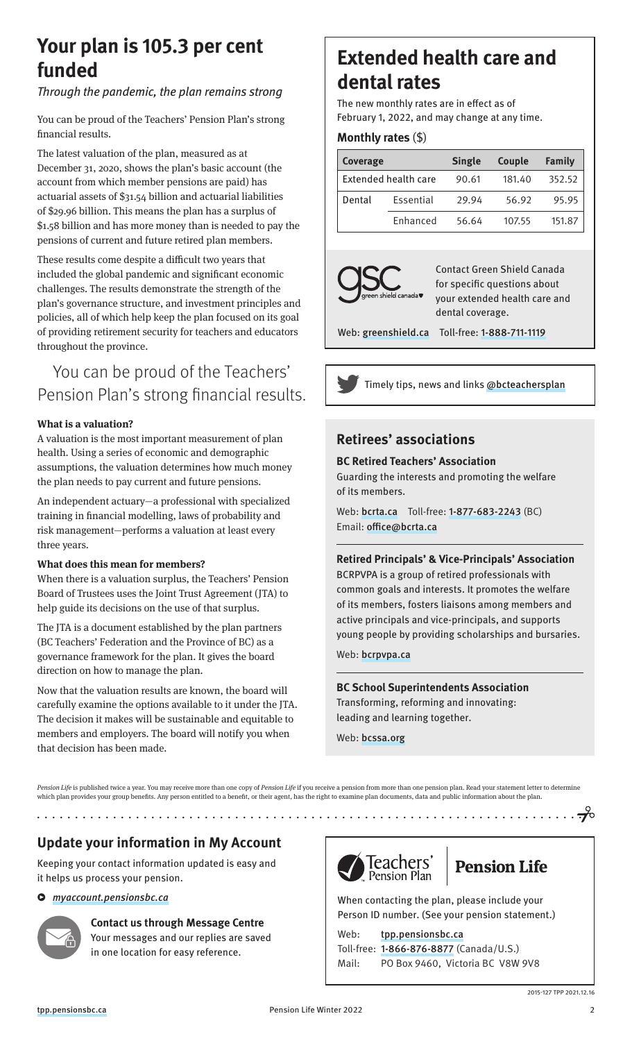# Your plan is 105.3 per cent funded

*Through the pandemic, the plan remains strong*

You can be proud of the Teachers' Pension Plan's strong financial results.

The latest valuation of the plan, measured as at December 31, 2020, shows the plan's basic account (the account from which member pensions are paid) has actuarial assets of $31.54 billion and actuarial liabilities of $29.96 billion. This means the plan has a surplus of $1.58 billion and has more money than is needed to pay the pensions of current and future retired plan members.

These results come despite a difficult two years that included the global pandemic and significant economic challenges. The results demonstrate the strength of the plan's governance structure, and investment principles and policies, all of which help keep the plan focused on its goal of providing retirement security for teachers and educators throughout the province.

> You can be proud of the Teachers' Pension Plan's strong financial results.

**What is a valuation?**

A valuation is the most important measurement of plan health. Using a series of economic and demographic assumptions, the valuation determines how much money the plan needs to pay current and future pensions.

An independent actuary—a professional with specialized training in financial modelling, laws of probability and risk management—performs a valuation at least every three years.

**What does this mean for members?**

When there is a valuation surplus, the Teachers' Pension Board of Trustees uses the Joint Trust Agreement (JTA) to help guide its decisions on the use of that surplus.

The JTA is a document established by the plan partners (BC Teachers' Federation and the Province of BC) as a governance framework for the plan. It gives the board direction on how to manage the plan.

Now that the valuation results are known, the board will carefully examine the options available to it under the JTA. The decision it makes will be sustainable and equitable to members and employers. The board will notify you when that decision has been made.

# Extended health care and dental rates

The new monthly rates are in effect as of February 1, 2022, and may change at any time.

### Monthly rates ($)

| Coverage | | Single | Couple | Family |
|---|---|---|---|---|
| Extended health care | | 90.61 | 181.40 | 352.52 |
| Dental | Essential | 29.94 | 56.92 | 95.95 |
| | Enhanced | 56.64 | 107.55 | 151.87 |

Contact Green Shield Canada for specific questions about your extended health care and dental coverage.

Web: greenshield.ca  Toll-free: 1-888-711-1119

Timely tips, news and links @bcteachersplan

## Retirees' associations

**BC Retired Teachers' Association**

Guarding the interests and promoting the welfare of its members.

Web: bcrta.ca  Toll-free: 1-877-683-2243 (BC)
Email: office@bcrta.ca

**Retired Principals' & Vice-Principals' Association**

BCRPVPA is a group of retired professionals with common goals and interests. It promotes the welfare of its members, fosters liaisons among members and active principals and vice-principals, and supports young people by providing scholarships and bursaries.

Web: bcrpvpa.ca

**BC School Superintendents Association**

Transforming, reforming and innovating: leading and learning together.

Web: bcssa.org

*Pension Life* is published twice a year. You may receive more than one copy of *Pension Life* if you receive a pension from more than one pension plan. Read your statement letter to determine which plan provides your group benefits. Any person entitled to a benefit, or their agent, has the right to examine plan documents, data and public information about the plan.

## Update your information in My Account

Keeping your contact information updated is easy and it helps us process your pension.

*myaccount.pensionsbc.ca*

**Contact us through Message Centre**

Your messages and our replies are saved in one location for easy reference.

Teachers' Pension Plan | **Pension Life**

When contacting the plan, please include your Person ID number. (See your pension statement.)

Web: tpp.pensionsbc.ca
Toll-free: 1-866-876-8877 (Canada/U.S.)
Mail: PO Box 9460, Victoria BC V8W 9V8

2015-127 TPP 2021.12.16